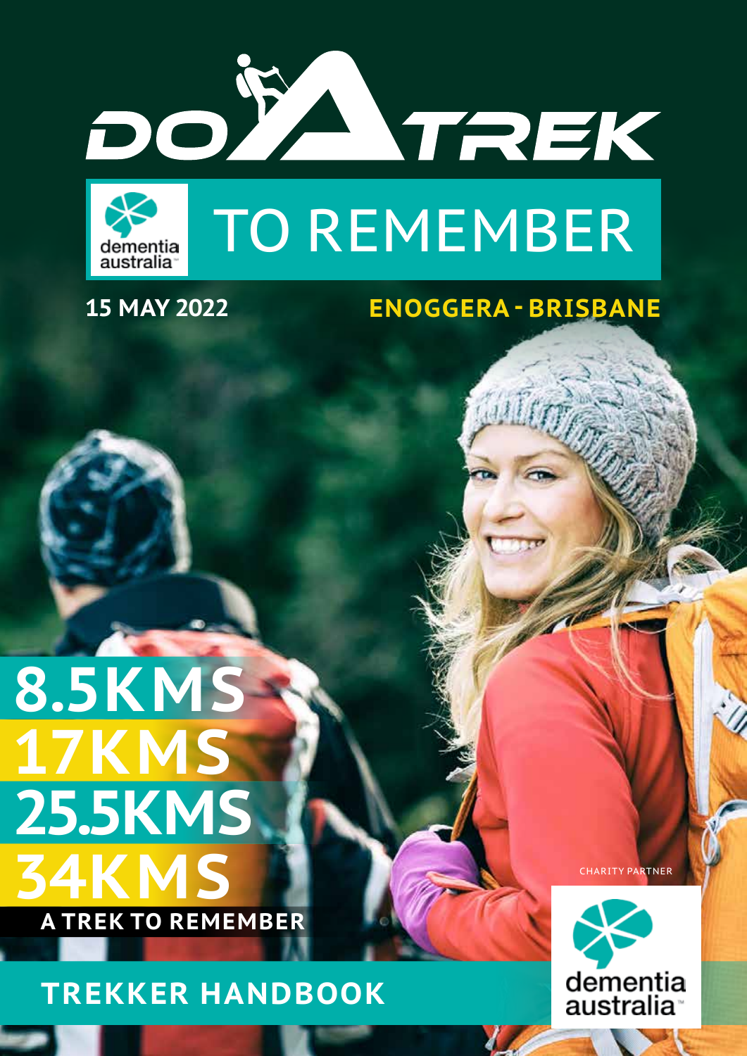# DO A TREK

## TO REMEMBER

dementia australia

**15 MAY 2022**

**ENOGGERA - BRISBANE**

**8.5KMS**
**17KMS**
**25.5KMS**
**34KMS**

**A TREK TO REMEMBER**

CHARITY PARTNER

dementia australia

## TREKKER HANDBOOK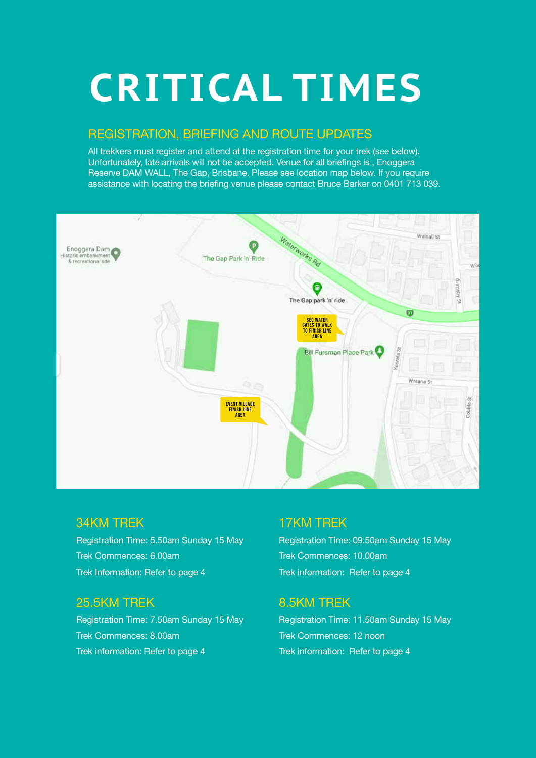# CRITICAL TIMES

## REGISTRATION, BRIEFING AND ROUTE UPDATES

All trekkers must register and attend at the registration time for your trek (see below). Unfortunately, late arrivals will not be accepted. Venue for all briefings is , Enoggera Reserve DAM WALL, The Gap, Brisbane. Please see location map below. If you require assistance with locating the briefing venue please contact Bruce Barker on 0401 713 039.

### 34KM TREK

Registration Time: 5.50am Sunday 15 May

Trek Commences: 6.00am

Trek Information: Refer to page 4

### 25.5KM TREK

Registration Time: 7.50am Sunday 15 May

Trek Commences: 8.00am

Trek information: Refer to page 4

### 17KM TREK

Registration Time: 09.50am Sunday 15 May

Trek Commences: 10.00am

Trek information: Refer to page 4

### 8.5KM TREK

Registration Time: 11.50am Sunday 15 May

Trek Commences: 12 noon

Trek information: Refer to page 4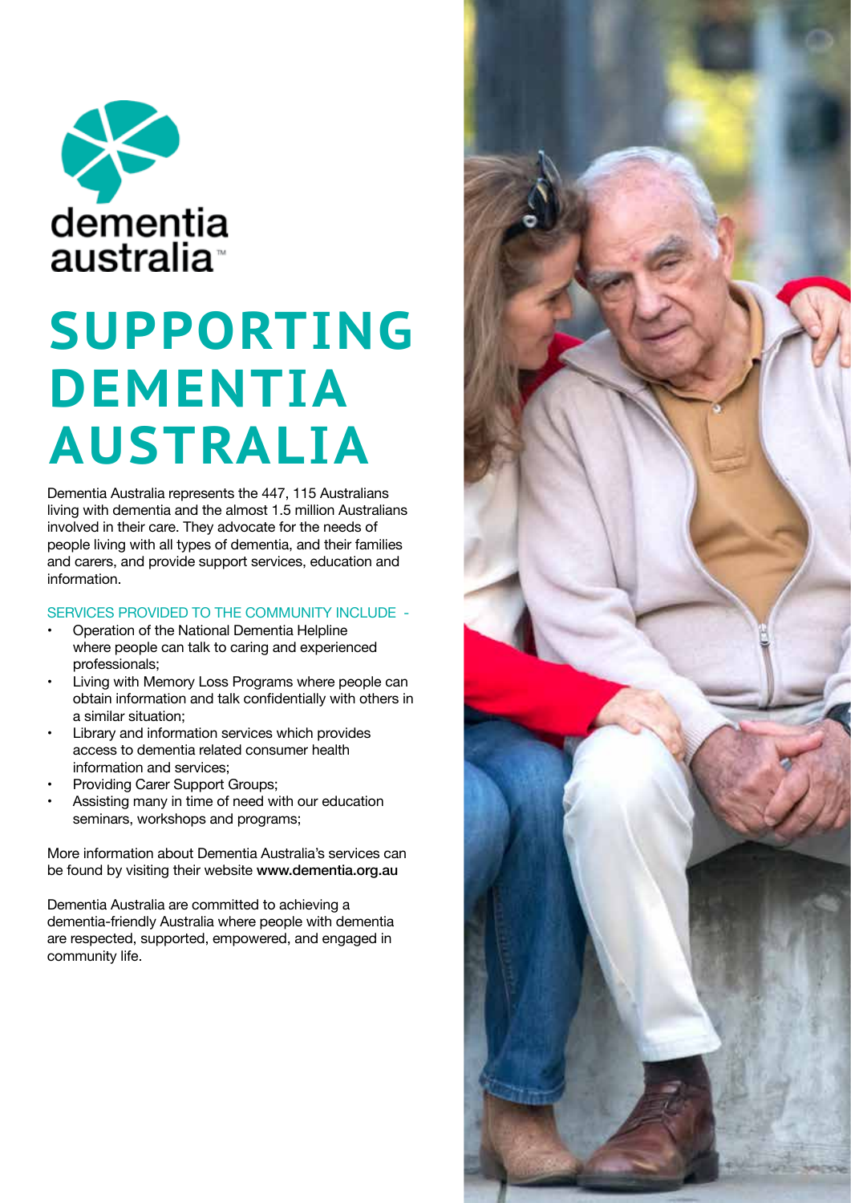dementia australia™

# SUPPORTING DEMENTIA AUSTRALIA

Dementia Australia represents the 447, 115 Australians living with dementia and the almost 1.5 million Australians involved in their care. They advocate for the needs of people living with all types of dementia, and their families and carers, and provide support services, education and information.

## SERVICES PROVIDED TO THE COMMUNITY INCLUDE -

- Operation of the National Dementia Helpline where people can talk to caring and experienced professionals;
- Living with Memory Loss Programs where people can obtain information and talk confidentially with others in a similar situation;
- Library and information services which provides access to dementia related consumer health information and services;
- Providing Carer Support Groups;
- Assisting many in time of need with our education seminars, workshops and programs;

More information about Dementia Australia's services can be found by visiting their website **www.dementia.org.au**

Dementia Australia are committed to achieving a dementia-friendly Australia where people with dementia are respected, supported, empowered, and engaged in community life.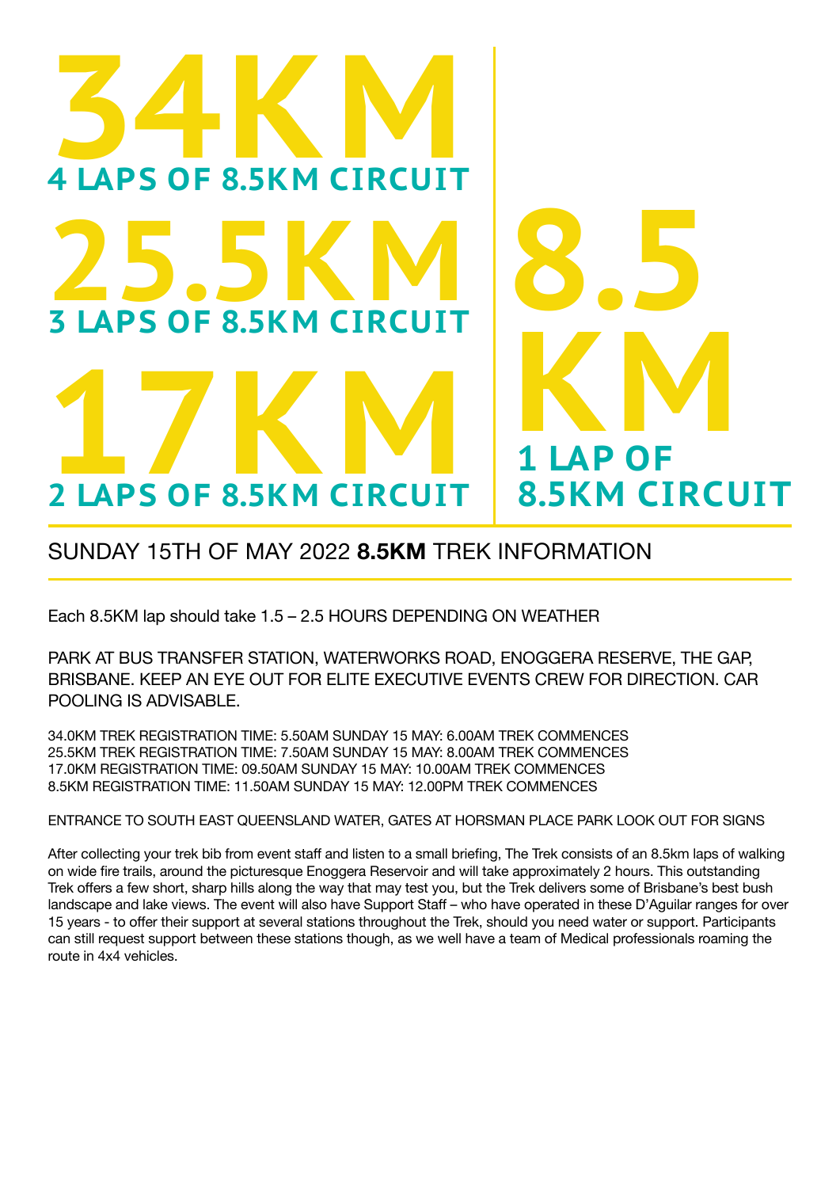# 34KM

**4 LAPS OF 8.5KM CIRCUIT**

# 25.5KM

**3 LAPS OF 8.5KM CIRCUIT**

# 17KM

**2 LAPS OF 8.5KM CIRCUIT**

# 8.5 KM

**1 LAP OF 8.5KM CIRCUIT**

## SUNDAY 15TH OF MAY 2022 **8.5KM** TREK INFORMATION

Each 8.5KM lap should take 1.5 – 2.5 HOURS DEPENDING ON WEATHER

PARK AT BUS TRANSFER STATION, WATERWORKS ROAD, ENOGGERA RESERVE, THE GAP, BRISBANE. KEEP AN EYE OUT FOR ELITE EXECUTIVE EVENTS CREW FOR DIRECTION. CAR POOLING IS ADVISABLE.

34.0KM TREK REGISTRATION TIME: 5.50AM SUNDAY 15 MAY: 6.00AM TREK COMMENCES
25.5KM TREK REGISTRATION TIME: 7.50AM SUNDAY 15 MAY: 8.00AM TREK COMMENCES
17.0KM REGISTRATION TIME: 09.50AM SUNDAY 15 MAY: 10.00AM TREK COMMENCES
8.5KM REGISTRATION TIME: 11.50AM SUNDAY 15 MAY: 12.00PM TREK COMMENCES

ENTRANCE TO SOUTH EAST QUEENSLAND WATER, GATES AT HORSMAN PLACE PARK LOOK OUT FOR SIGNS

After collecting your trek bib from event staff and listen to a small briefing, The Trek consists of an 8.5km laps of walking on wide fire trails, around the picturesque Enoggera Reservoir and will take approximately 2 hours. This outstanding Trek offers a few short, sharp hills along the way that may test you, but the Trek delivers some of Brisbane's best bush landscape and lake views. The event will also have Support Staff – who have operated in these D'Aguilar ranges for over 15 years - to offer their support at several stations throughout the Trek, should you need water or support. Participants can still request support between these stations though, as we well have a team of Medical professionals roaming the route in 4x4 vehicles.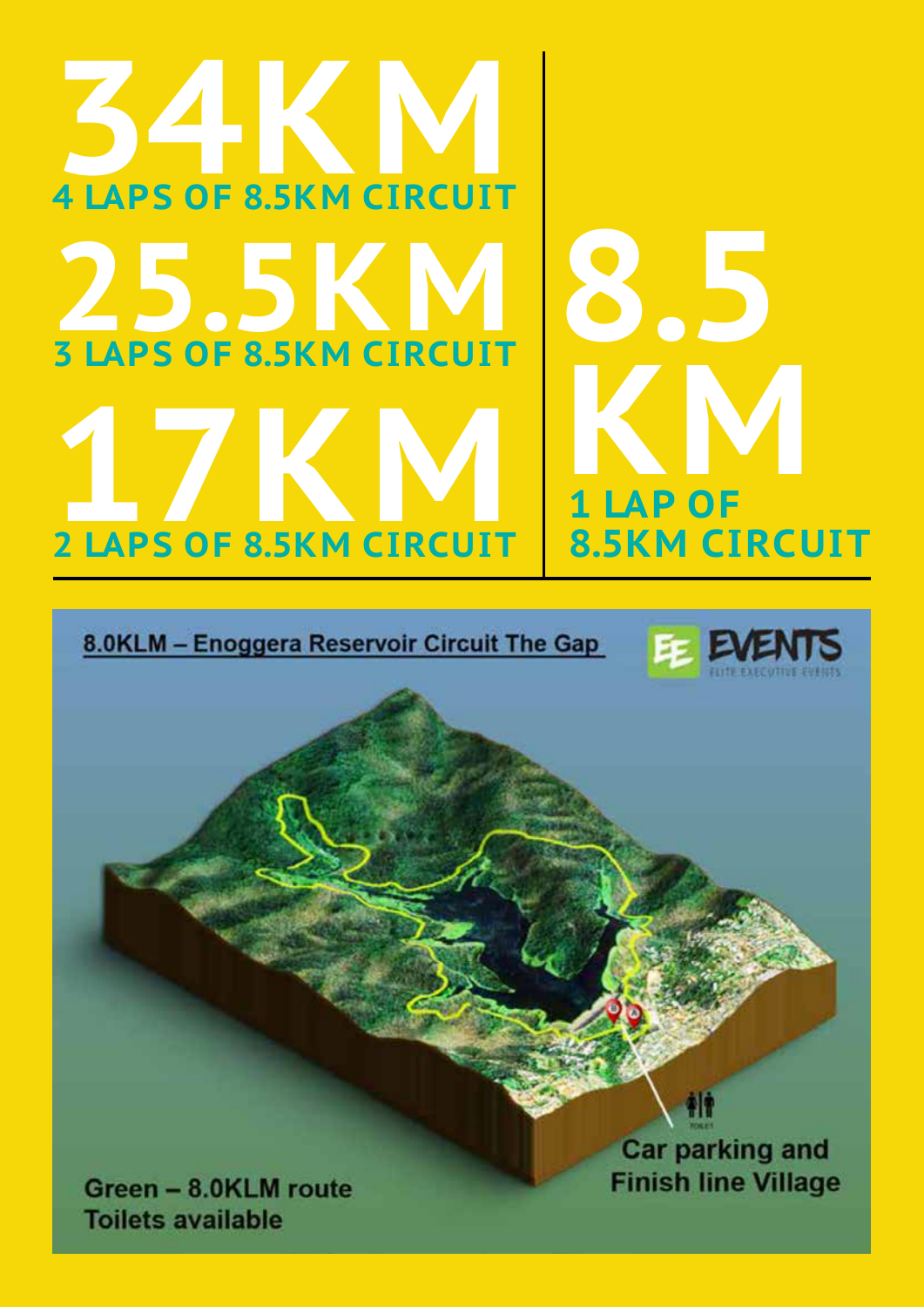# 34KM

**4 LAPS OF 8.5KM CIRCUIT**

# 25.5KM

**3 LAPS OF 8.5KM CIRCUIT**

# 17KM

**2 LAPS OF 8.5KM CIRCUIT**

# 8.5 KM

**1 LAP OF 8.5KM CIRCUIT**

8.0KLM – Enoggera Reservoir Circuit The Gap

EE EVENTS
ELITE EXECUTIVE EVENTS

TOILET

Car parking and Finish line Village

Green – 8.0KLM route
Toilets available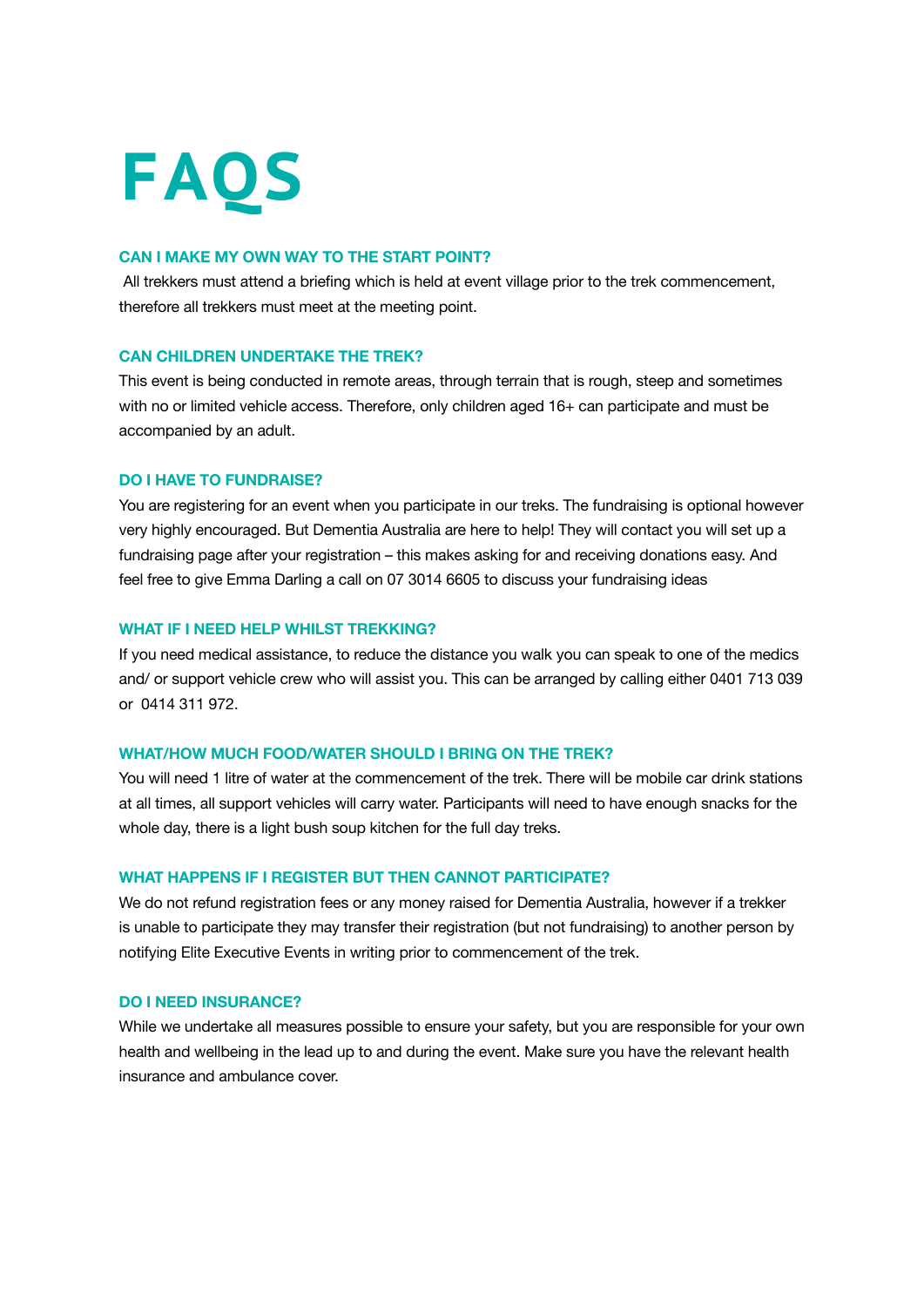# FAQS

### CAN I MAKE MY OWN WAY TO THE START POINT?

All trekkers must attend a briefing which is held at event village prior to the trek commencement, therefore all trekkers must meet at the meeting point.

### CAN CHILDREN UNDERTAKE THE TREK?

This event is being conducted in remote areas, through terrain that is rough, steep and sometimes with no or limited vehicle access. Therefore, only children aged 16+ can participate and must be accompanied by an adult.

### DO I HAVE TO FUNDRAISE?

You are registering for an event when you participate in our treks. The fundraising is optional however very highly encouraged. But Dementia Australia are here to help! They will contact you will set up a fundraising page after your registration – this makes asking for and receiving donations easy. And feel free to give Emma Darling a call on 07 3014 6605 to discuss your fundraising ideas

### WHAT IF I NEED HELP WHILST TREKKING?

If you need medical assistance, to reduce the distance you walk you can speak to one of the medics and/ or support vehicle crew who will assist you. This can be arranged by calling either 0401 713 039 or 0414 311 972.

### WHAT/HOW MUCH FOOD/WATER SHOULD I BRING ON THE TREK?

You will need 1 litre of water at the commencement of the trek. There will be mobile car drink stations at all times, all support vehicles will carry water. Participants will need to have enough snacks for the whole day, there is a light bush soup kitchen for the full day treks.

### WHAT HAPPENS IF I REGISTER BUT THEN CANNOT PARTICIPATE?

We do not refund registration fees or any money raised for Dementia Australia, however if a trekker is unable to participate they may transfer their registration (but not fundraising) to another person by notifying Elite Executive Events in writing prior to commencement of the trek.

### DO I NEED INSURANCE?

While we undertake all measures possible to ensure your safety, but you are responsible for your own health and wellbeing in the lead up to and during the event. Make sure you have the relevant health insurance and ambulance cover.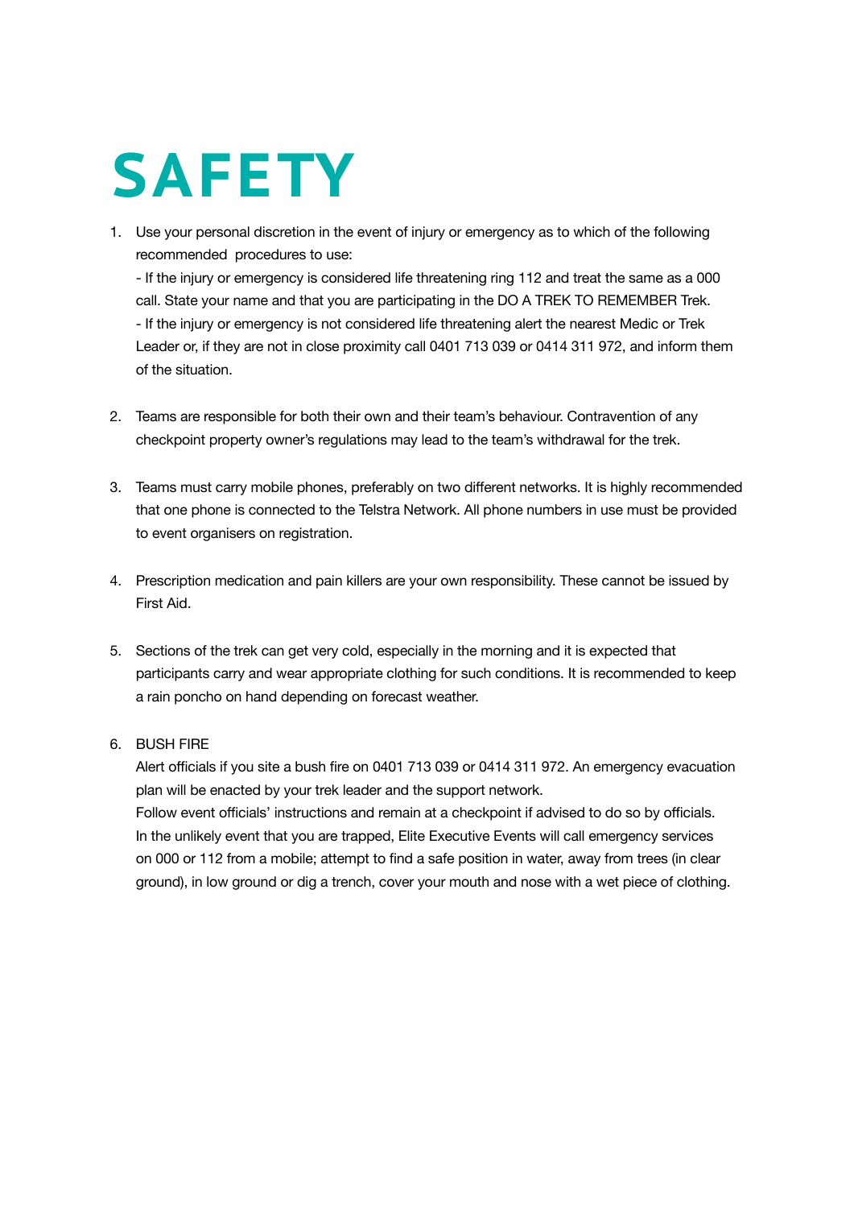# SAFETY

1. Use your personal discretion in the event of injury or emergency as to which of the following recommended procedures to use:
   - If the injury or emergency is considered life threatening ring 112 and treat the same as a 000 call. State your name and that you are participating in the DO A TREK TO REMEMBER Trek.
   - If the injury or emergency is not considered life threatening alert the nearest Medic or Trek Leader or, if they are not in close proximity call 0401 713 039 or 0414 311 972, and inform them of the situation.

2. Teams are responsible for both their own and their team's behaviour. Contravention of any checkpoint property owner's regulations may lead to the team's withdrawal for the trek.

3. Teams must carry mobile phones, preferably on two different networks. It is highly recommended that one phone is connected to the Telstra Network. All phone numbers in use must be provided to event organisers on registration.

4. Prescription medication and pain killers are your own responsibility. These cannot be issued by First Aid.

5. Sections of the trek can get very cold, especially in the morning and it is expected that participants carry and wear appropriate clothing for such conditions. It is recommended to keep a rain poncho on hand depending on forecast weather.

6. BUSH FIRE
   Alert officials if you site a bush fire on 0401 713 039 or 0414 311 972. An emergency evacuation plan will be enacted by your trek leader and the support network.
   Follow event officials' instructions and remain at a checkpoint if advised to do so by officials.
   In the unlikely event that you are trapped, Elite Executive Events will call emergency services on 000 or 112 from a mobile; attempt to find a safe position in water, away from trees (in clear ground), in low ground or dig a trench, cover your mouth and nose with a wet piece of clothing.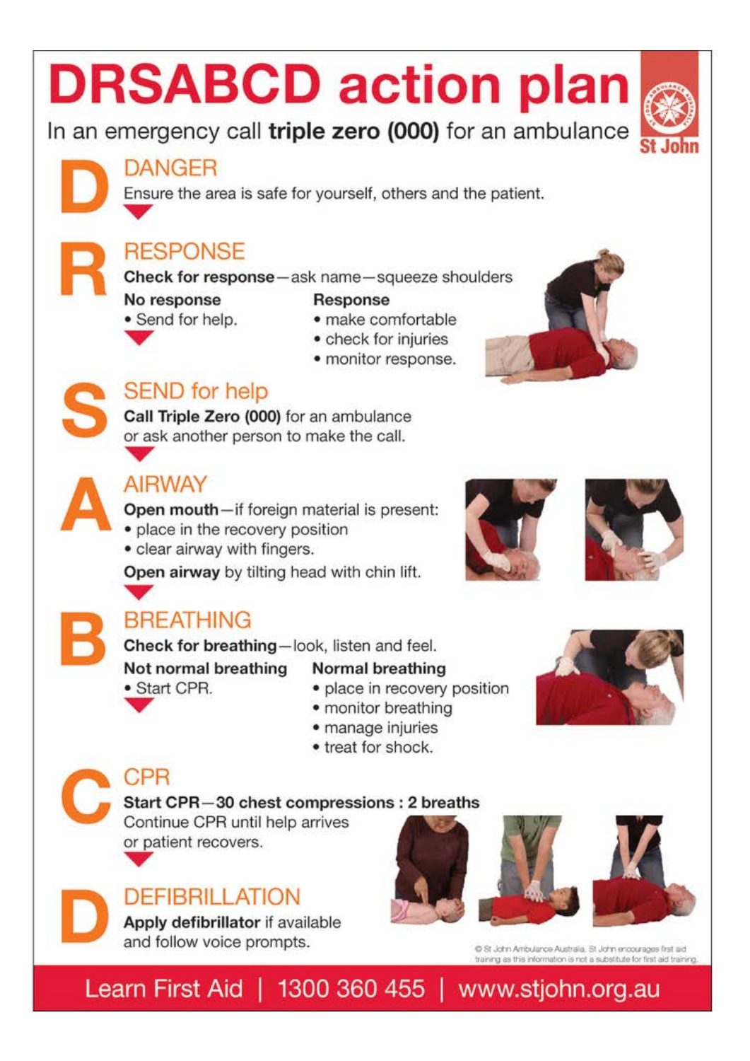# DRSABCD action plan

In an emergency call **triple zero (000)** for an ambulance

St John

## D — DANGER

Ensure the area is safe for yourself, others and the patient.

## R — RESPONSE

**Check for response** — ask name — squeeze shoulders

**No response**
- Send for help.

**Response**
- make comfortable
- check for injuries
- monitor response.

## S — SEND for help

**Call Triple Zero (000)** for an ambulance or ask another person to make the call.

## A — AIRWAY

**Open mouth** — if foreign material is present:
- place in the recovery position
- clear airway with fingers.

**Open airway** by tilting head with chin lift.

## B — BREATHING

**Check for breathing** — look, listen and feel.

**Not normal breathing**
- Start CPR.

**Normal breathing**
- place in recovery position
- monitor breathing
- manage injuries
- treat for shock.

## C — CPR

**Start CPR — 30 chest compressions : 2 breaths**

Continue CPR until help arrives or patient recovers.

## D — DEFIBRILLATION

**Apply defibrillator** if available and follow voice prompts.

© St John Ambulance Australia. St John encourages first aid training as this information is not a substitute for first aid training.

Learn First Aid | 1300 360 455 | www.stjohn.org.au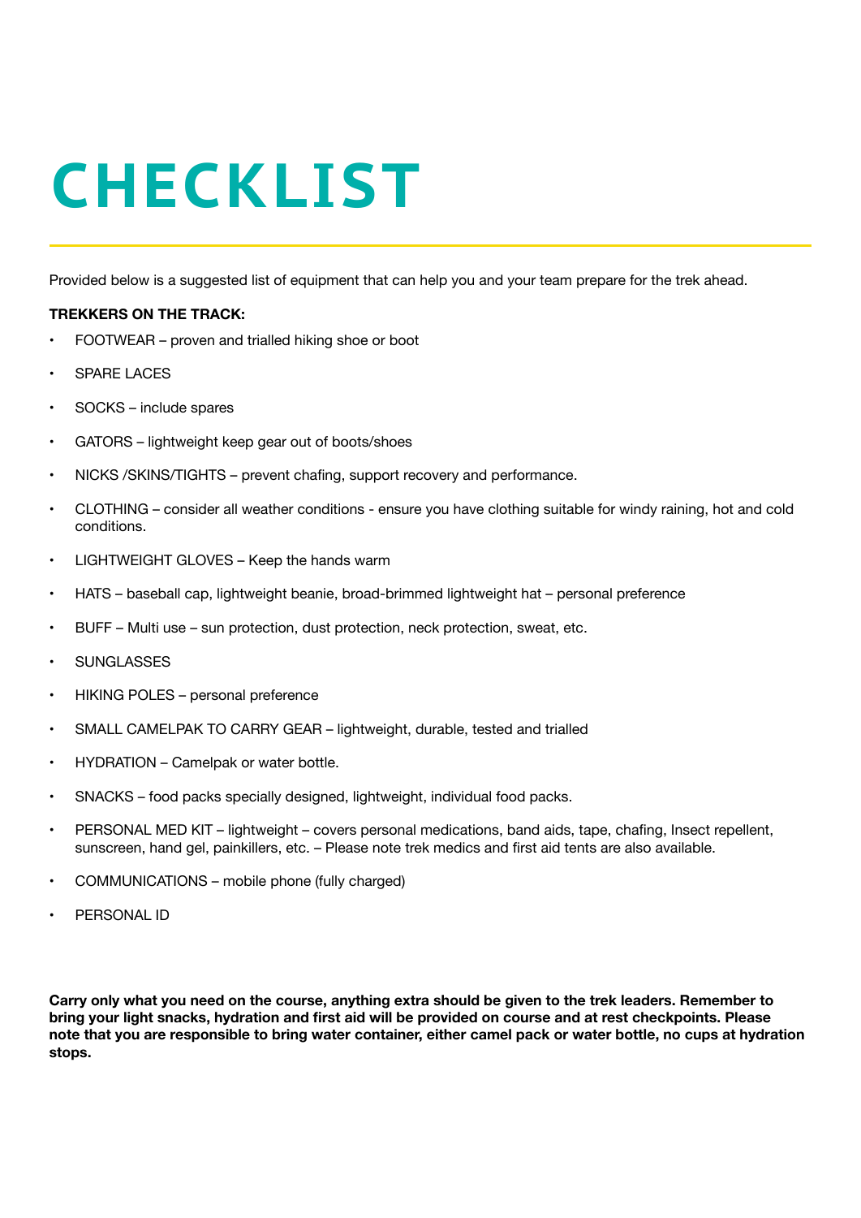# CHECKLIST

Provided below is a suggested list of equipment that can help you and your team prepare for the trek ahead.

**TREKKERS ON THE TRACK:**

- FOOTWEAR – proven and trialled hiking shoe or boot
- SPARE LACES
- SOCKS – include spares
- GATORS – lightweight keep gear out of boots/shoes
- NICKS /SKINS/TIGHTS – prevent chafing, support recovery and performance.
- CLOTHING – consider all weather conditions - ensure you have clothing suitable for windy raining, hot and cold conditions.
- LIGHTWEIGHT GLOVES – Keep the hands warm
- HATS – baseball cap, lightweight beanie, broad-brimmed lightweight hat – personal preference
- BUFF – Multi use – sun protection, dust protection, neck protection, sweat, etc.
- SUNGLASSES
- HIKING POLES – personal preference
- SMALL CAMELPAK TO CARRY GEAR – lightweight, durable, tested and trialled
- HYDRATION – Camelpak or water bottle.
- SNACKS – food packs specially designed, lightweight, individual food packs.
- PERSONAL MED KIT – lightweight – covers personal medications, band aids, tape, chafing, Insect repellent, sunscreen, hand gel, painkillers, etc. – Please note trek medics and first aid tents are also available.
- COMMUNICATIONS – mobile phone (fully charged)
- PERSONAL ID

**Carry only what you need on the course, anything extra should be given to the trek leaders. Remember to bring your light snacks, hydration and first aid will be provided on course and at rest checkpoints. Please note that you are responsible to bring water container, either camel pack or water bottle, no cups at hydration stops.**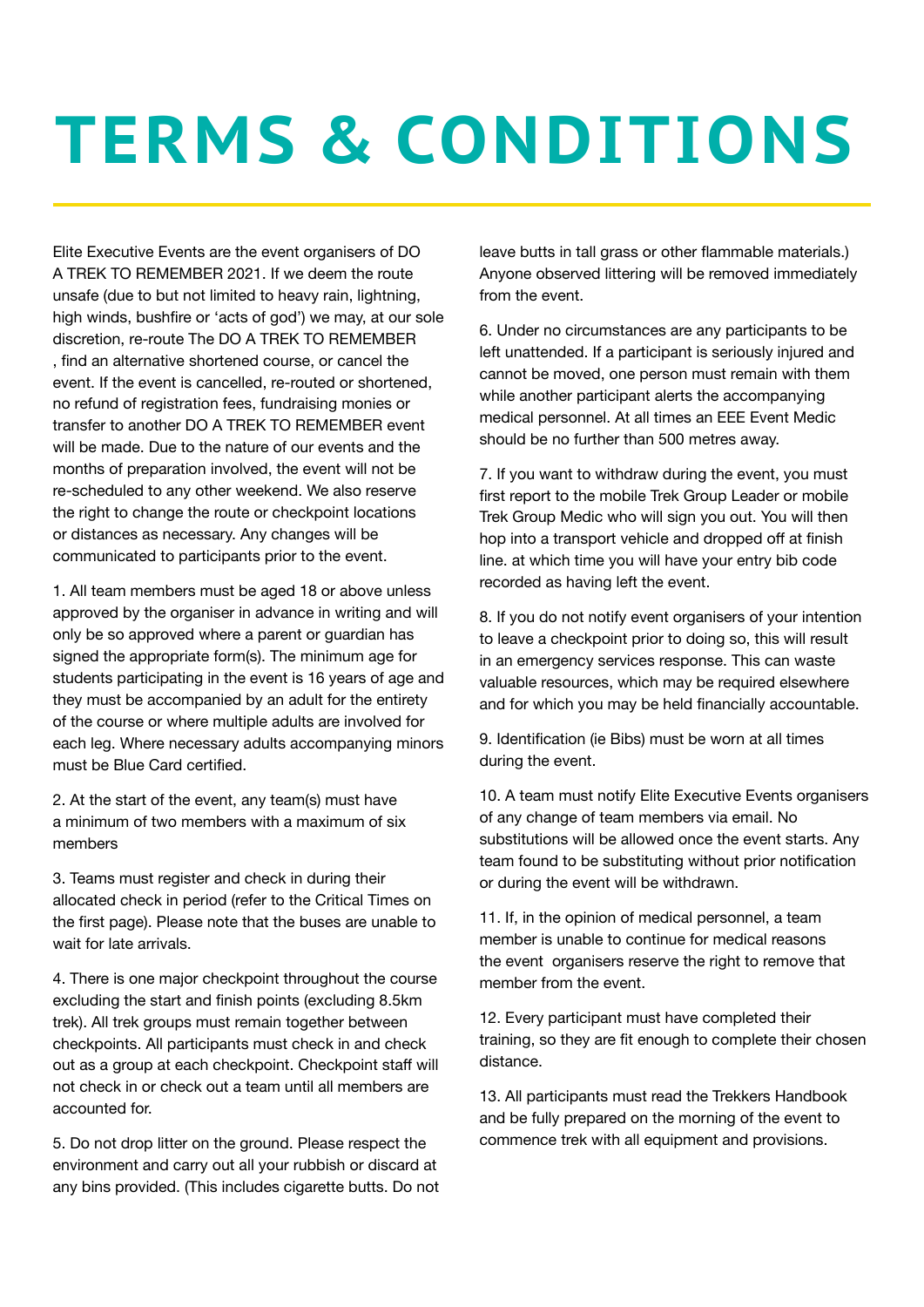# TERMS & CONDITIONS

Elite Executive Events are the event organisers of DO A TREK TO REMEMBER 2021. If we deem the route unsafe (due to but not limited to heavy rain, lightning, high winds, bushfire or 'acts of god') we may, at our sole discretion, re-route The DO A TREK TO REMEMBER , find an alternative shortened course, or cancel the event. If the event is cancelled, re-routed or shortened, no refund of registration fees, fundraising monies or transfer to another DO A TREK TO REMEMBER event will be made. Due to the nature of our events and the months of preparation involved, the event will not be re-scheduled to any other weekend. We also reserve the right to change the route or checkpoint locations or distances as necessary. Any changes will be communicated to participants prior to the event.

1. All team members must be aged 18 or above unless approved by the organiser in advance in writing and will only be so approved where a parent or guardian has signed the appropriate form(s). The minimum age for students participating in the event is 16 years of age and they must be accompanied by an adult for the entirety of the course or where multiple adults are involved for each leg. Where necessary adults accompanying minors must be Blue Card certified.

2. At the start of the event, any team(s) must have a minimum of two members with a maximum of six members

3. Teams must register and check in during their allocated check in period (refer to the Critical Times on the first page). Please note that the buses are unable to wait for late arrivals.

4. There is one major checkpoint throughout the course excluding the start and finish points (excluding 8.5km trek). All trek groups must remain together between checkpoints. All participants must check in and check out as a group at each checkpoint. Checkpoint staff will not check in or check out a team until all members are accounted for.

5. Do not drop litter on the ground. Please respect the environment and carry out all your rubbish or discard at any bins provided. (This includes cigarette butts. Do not leave butts in tall grass or other flammable materials.) Anyone observed littering will be removed immediately from the event.

6. Under no circumstances are any participants to be left unattended. If a participant is seriously injured and cannot be moved, one person must remain with them while another participant alerts the accompanying medical personnel. At all times an EEE Event Medic should be no further than 500 metres away.

7. If you want to withdraw during the event, you must first report to the mobile Trek Group Leader or mobile Trek Group Medic who will sign you out. You will then hop into a transport vehicle and dropped off at finish line. at which time you will have your entry bib code recorded as having left the event.

8. If you do not notify event organisers of your intention to leave a checkpoint prior to doing so, this will result in an emergency services response. This can waste valuable resources, which may be required elsewhere and for which you may be held financially accountable.

9. Identification (ie Bibs) must be worn at all times during the event.

10. A team must notify Elite Executive Events organisers of any change of team members via email. No substitutions will be allowed once the event starts. Any team found to be substituting without prior notification or during the event will be withdrawn.

11. If, in the opinion of medical personnel, a team member is unable to continue for medical reasons the event organisers reserve the right to remove that member from the event.

12. Every participant must have completed their training, so they are fit enough to complete their chosen distance.

13. All participants must read the Trekkers Handbook and be fully prepared on the morning of the event to commence trek with all equipment and provisions.